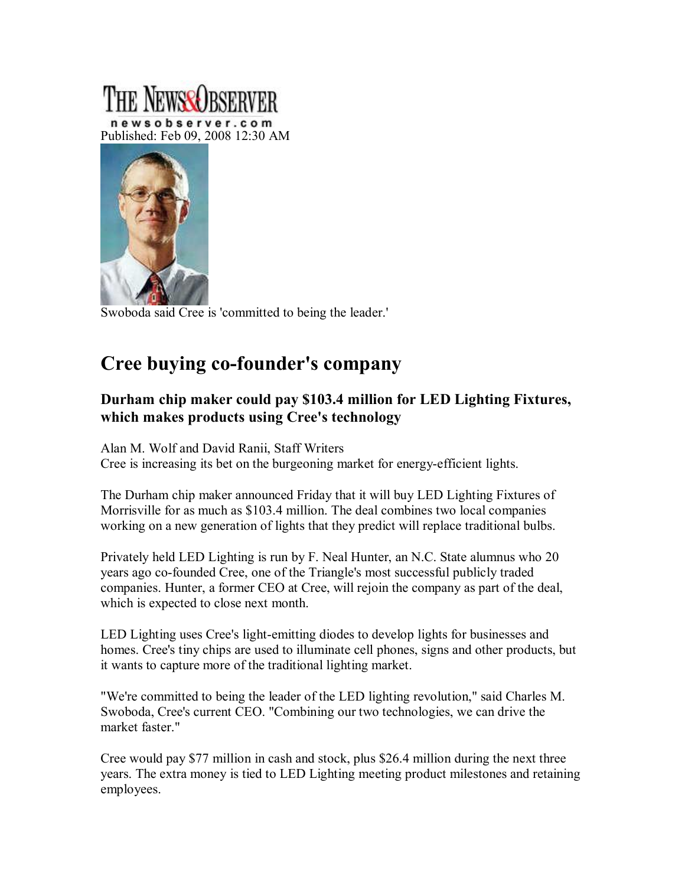THE NEWS&OBSERVER

newsobserver.com

Published: Feb 09, 2008 12:30 AM

Swoboda said Cree is 'committed to being the leader.'

# Cree buying co-founder's company

### Durham chip maker could pay $103.4 million for LED Lighting Fixtures, which makes products using Cree's technology

Alan M. Wolf and David Ranii, Staff Writers

Cree is increasing its bet on the burgeoning market for energy-efficient lights.

The Durham chip maker announced Friday that it will buy LED Lighting Fixtures of Morrisville for as much as $103.4 million. The deal combines two local companies working on a new generation of lights that they predict will replace traditional bulbs.

Privately held LED Lighting is run by F. Neal Hunter, an N.C. State alumnus who 20 years ago co-founded Cree, one of the Triangle's most successful publicly traded companies. Hunter, a former CEO at Cree, will rejoin the company as part of the deal, which is expected to close next month.

LED Lighting uses Cree's light-emitting diodes to develop lights for businesses and homes. Cree's tiny chips are used to illuminate cell phones, signs and other products, but it wants to capture more of the traditional lighting market.

"We're committed to being the leader of the LED lighting revolution," said Charles M. Swoboda, Cree's current CEO. "Combining our two technologies, we can drive the market faster."

Cree would pay $77 million in cash and stock, plus $26.4 million during the next three years. The extra money is tied to LED Lighting meeting product milestones and retaining employees.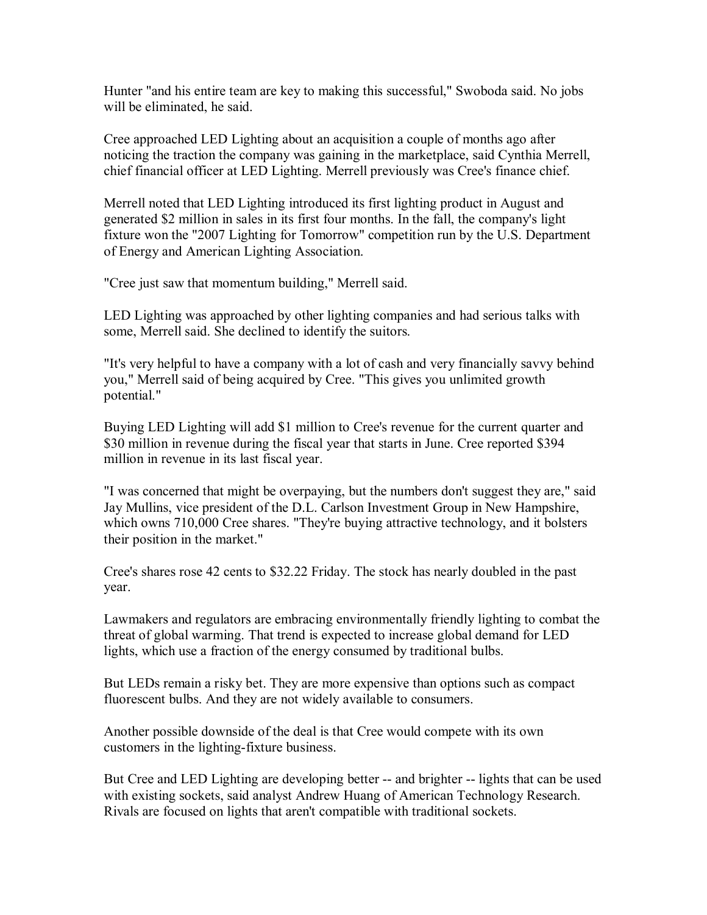Hunter "and his entire team are key to making this successful," Swoboda said. No jobs will be eliminated, he said.

Cree approached LED Lighting about an acquisition a couple of months ago after noticing the traction the company was gaining in the marketplace, said Cynthia Merrell, chief financial officer at LED Lighting. Merrell previously was Cree's finance chief.

Merrell noted that LED Lighting introduced its first lighting product in August and generated $2 million in sales in its first four months. In the fall, the company's light fixture won the "2007 Lighting for Tomorrow" competition run by the U.S. Department of Energy and American Lighting Association.

"Cree just saw that momentum building," Merrell said.

LED Lighting was approached by other lighting companies and had serious talks with some, Merrell said. She declined to identify the suitors.

"It's very helpful to have a company with a lot of cash and very financially savvy behind you," Merrell said of being acquired by Cree. "This gives you unlimited growth potential."

Buying LED Lighting will add $1 million to Cree's revenue for the current quarter and $30 million in revenue during the fiscal year that starts in June. Cree reported $394 million in revenue in its last fiscal year.

"I was concerned that might be overpaying, but the numbers don't suggest they are," said Jay Mullins, vice president of the D.L. Carlson Investment Group in New Hampshire, which owns 710,000 Cree shares. "They're buying attractive technology, and it bolsters their position in the market."

Cree's shares rose 42 cents to $32.22 Friday. The stock has nearly doubled in the past year.

Lawmakers and regulators are embracing environmentally friendly lighting to combat the threat of global warming. That trend is expected to increase global demand for LED lights, which use a fraction of the energy consumed by traditional bulbs.

But LEDs remain a risky bet. They are more expensive than options such as compact fluorescent bulbs. And they are not widely available to consumers.

Another possible downside of the deal is that Cree would compete with its own customers in the lighting-fixture business.

But Cree and LED Lighting are developing better -- and brighter -- lights that can be used with existing sockets, said analyst Andrew Huang of American Technology Research. Rivals are focused on lights that aren't compatible with traditional sockets.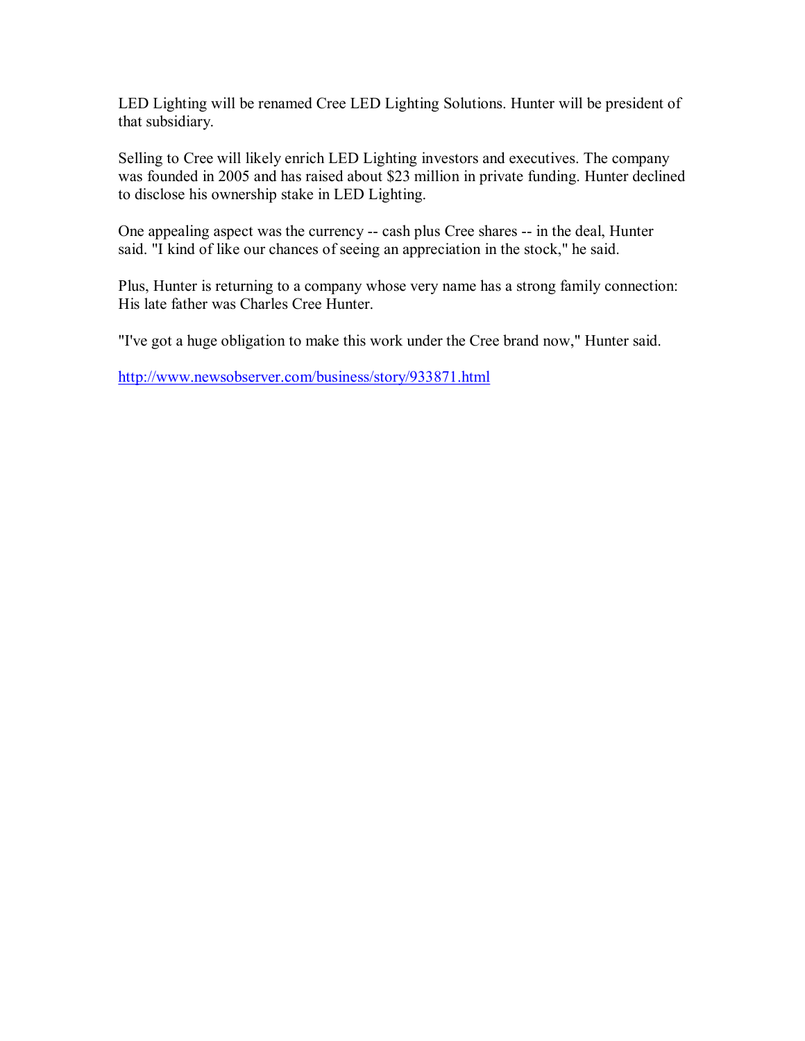LED Lighting will be renamed Cree LED Lighting Solutions. Hunter will be president of that subsidiary.

Selling to Cree will likely enrich LED Lighting investors and executives. The company was founded in 2005 and has raised about $23 million in private funding. Hunter declined to disclose his ownership stake in LED Lighting.

One appealing aspect was the currency -- cash plus Cree shares -- in the deal, Hunter said. "I kind of like our chances of seeing an appreciation in the stock," he said.

Plus, Hunter is returning to a company whose very name has a strong family connection: His late father was Charles Cree Hunter.

"I've got a huge obligation to make this work under the Cree brand now," Hunter said.

http://www.newsobserver.com/business/story/933871.html